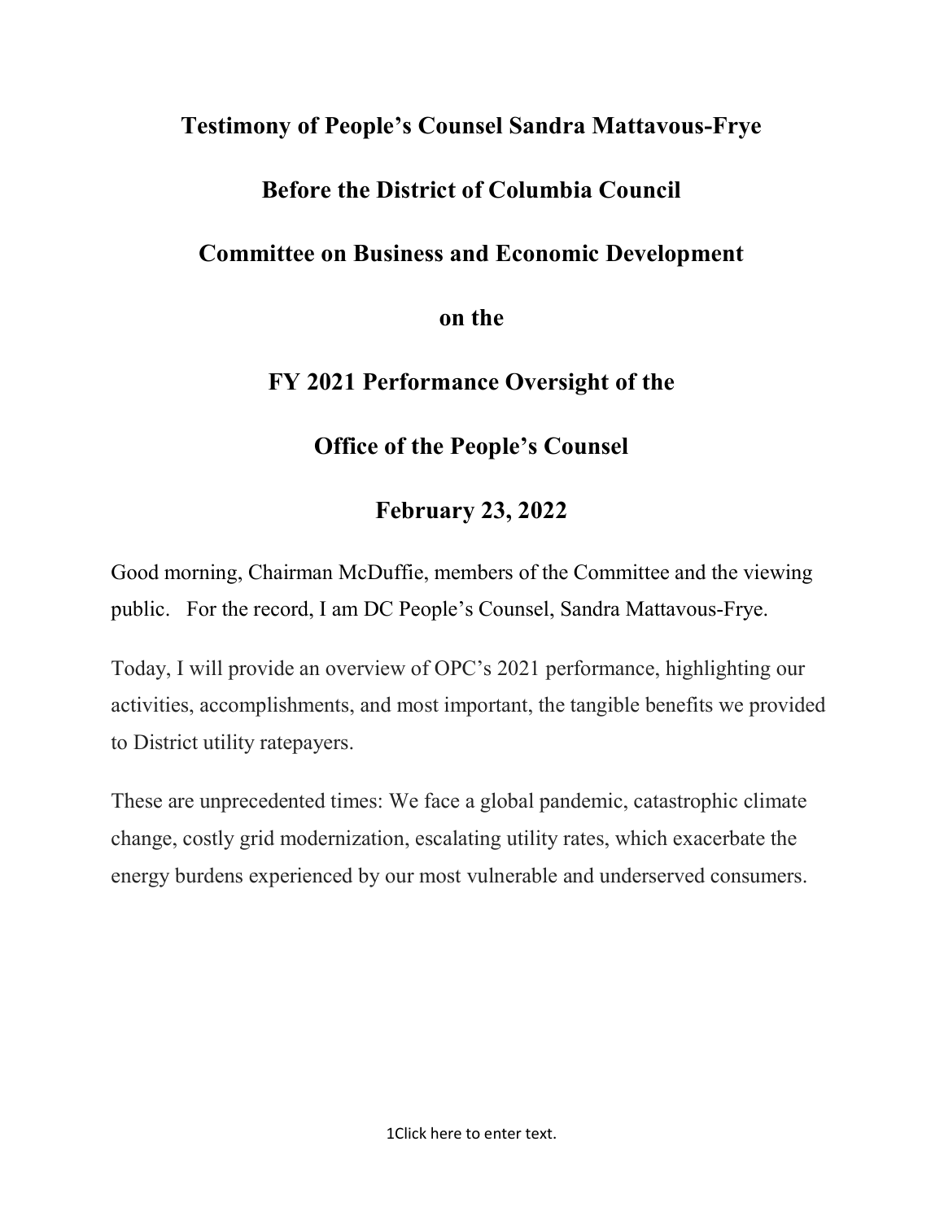# Testimony of People's Counsel Sandra Mattavous-Frye

## Before the District of Columbia Council

## Committee on Business and Economic Development

## on the

## FY 2021 Performance Oversight of the

## Office of the People's Counsel

## February 23, 2022

Good morning, Chairman McDuffie, members of the Committee and the viewing public. For the record, I am DC People's Counsel, Sandra Mattavous-Frye.

Today, I will provide an overview of OPC's 2021 performance, highlighting our activities, accomplishments, and most important, the tangible benefits we provided to District utility ratepayers.

These are unprecedented times: We face a global pandemic, catastrophic climate change, costly grid modernization, escalating utility rates, which exacerbate the energy burdens experienced by our most vulnerable and underserved consumers.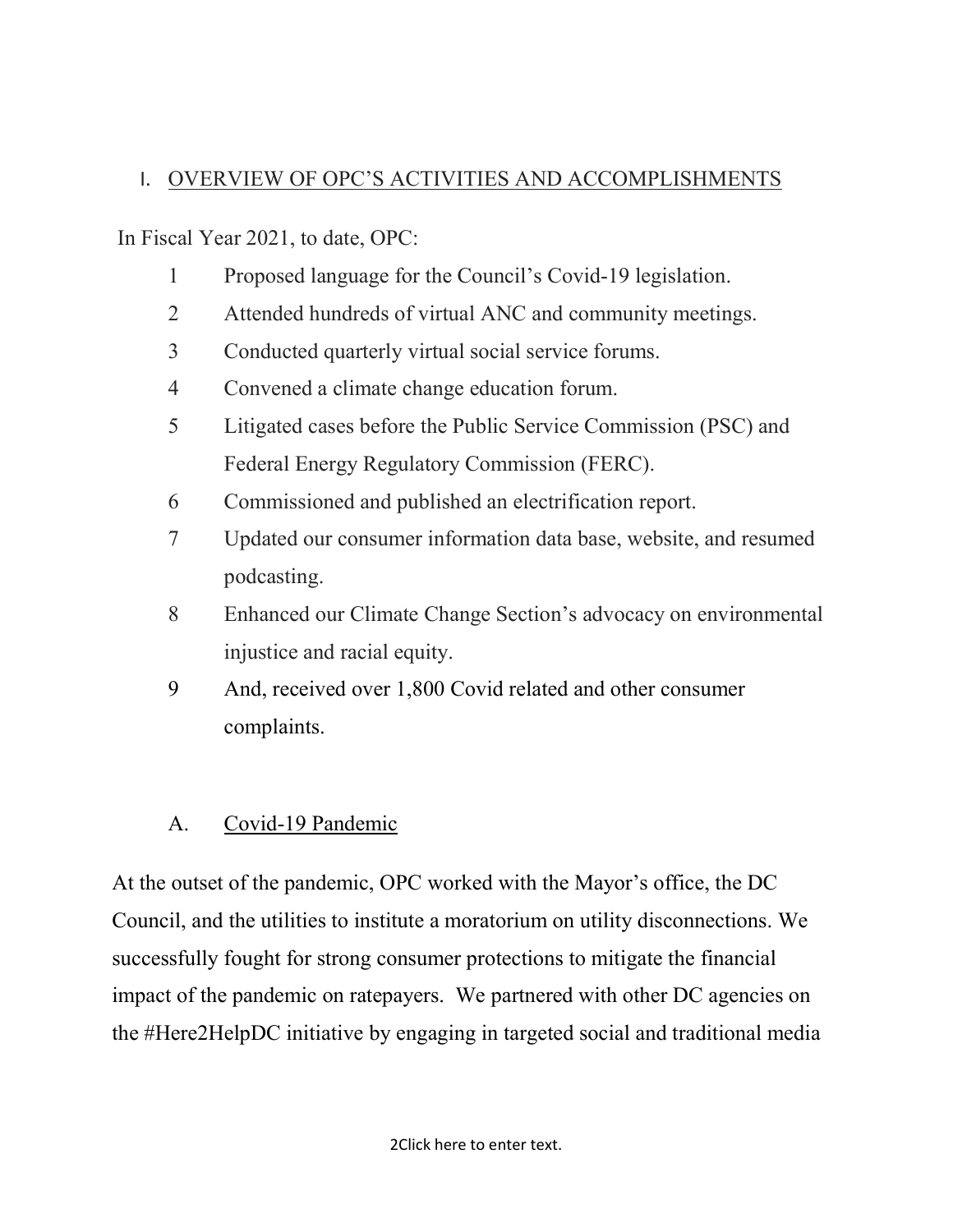## I. OVERVIEW OF OPC'S ACTIVITIES AND ACCOMPLISHMENTS

In Fiscal Year 2021, to date, OPC:

1. Proposed language for the Council's Covid-19 legislation.
2. Attended hundreds of virtual ANC and community meetings.
3. Conducted quarterly virtual social service forums.
4. Convened a climate change education forum.
5. Litigated cases before the Public Service Commission (PSC) and Federal Energy Regulatory Commission (FERC).
6. Commissioned and published an electrification report.
7. Updated our consumer information data base, website, and resumed podcasting.
8. Enhanced our Climate Change Section's advocacy on environmental injustice and racial equity.
9. And, received over 1,800 Covid related and other consumer complaints.

### A. Covid-19 Pandemic

At the outset of the pandemic, OPC worked with the Mayor's office, the DC Council, and the utilities to institute a moratorium on utility disconnections. We successfully fought for strong consumer protections to mitigate the financial impact of the pandemic on ratepayers. We partnered with other DC agencies on the #Here2HelpDC initiative by engaging in targeted social and traditional media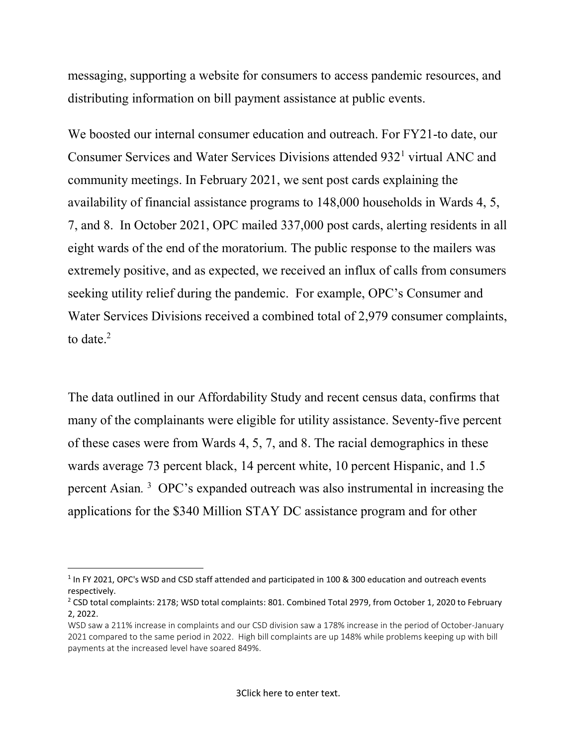messaging, supporting a website for consumers to access pandemic resources, and distributing information on bill payment assistance at public events.

We boosted our internal consumer education and outreach. For FY21-to date, our Consumer Services and Water Services Divisions attended 932[1] virtual ANC and community meetings. In February 2021, we sent post cards explaining the availability of financial assistance programs to 148,000 households in Wards 4, 5, 7, and 8. In October 2021, OPC mailed 337,000 post cards, alerting residents in all eight wards of the end of the moratorium. The public response to the mailers was extremely positive, and as expected, we received an influx of calls from consumers seeking utility relief during the pandemic. For example, OPC's Consumer and Water Services Divisions received a combined total of 2,979 consumer complaints, to date.[2]

The data outlined in our Affordability Study and recent census data, confirms that many of the complainants were eligible for utility assistance. Seventy-five percent of these cases were from Wards 4, 5, 7, and 8. The racial demographics in these wards average 73 percent black, 14 percent white, 10 percent Hispanic, and 1.5 percent Asian. [3] OPC's expanded outreach was also instrumental in increasing the applications for the $340 Million STAY DC assistance program and for other

---

[1] In FY 2021, OPC's WSD and CSD staff attended and participated in 100 & 300 education and outreach events respectively.

[2] CSD total complaints: 2178; WSD total complaints: 801. Combined Total 2979, from October 1, 2020 to February 2, 2022.

WSD saw a 211% increase in complaints and our CSD division saw a 178% increase in the period of October-January 2021 compared to the same period in 2022. High bill complaints are up 148% while problems keeping up with bill payments at the increased level have soared 849%.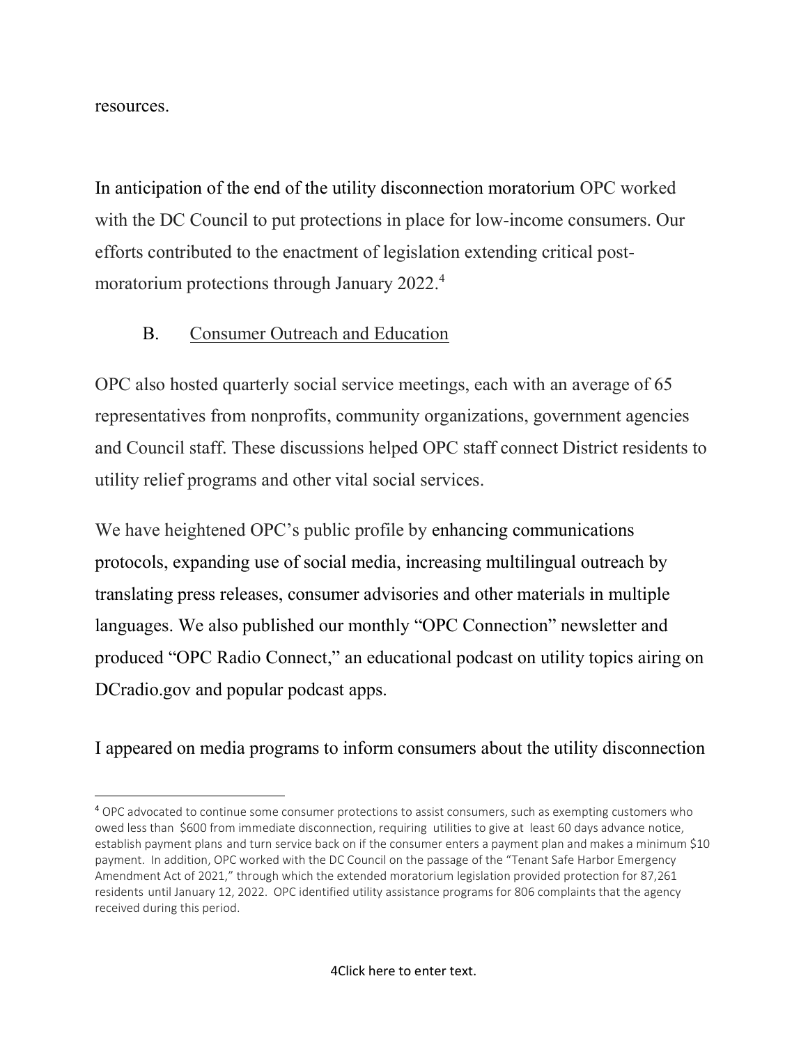resources.

In anticipation of the end of the utility disconnection moratorium OPC worked with the DC Council to put protections in place for low-income consumers. Our efforts contributed to the enactment of legislation extending critical post-moratorium protections through January 2022.[4]

### B. Consumer Outreach and Education

OPC also hosted quarterly social service meetings, each with an average of 65 representatives from nonprofits, community organizations, government agencies and Council staff. These discussions helped OPC staff connect District residents to utility relief programs and other vital social services.

We have heightened OPC's public profile by enhancing communications protocols, expanding use of social media, increasing multilingual outreach by translating press releases, consumer advisories and other materials in multiple languages. We also published our monthly "OPC Connection" newsletter and produced "OPC Radio Connect," an educational podcast on utility topics airing on DCradio.gov and popular podcast apps.

I appeared on media programs to inform consumers about the utility disconnection

---

[4] OPC advocated to continue some consumer protections to assist consumers, such as exempting customers who owed less than $600 from immediate disconnection, requiring utilities to give at least 60 days advance notice, establish payment plans and turn service back on if the consumer enters a payment plan and makes a minimum $10 payment. In addition, OPC worked with the DC Council on the passage of the "Tenant Safe Harbor Emergency Amendment Act of 2021," through which the extended moratorium legislation provided protection for 87,261 residents until January 12, 2022. OPC identified utility assistance programs for 806 complaints that the agency received during this period.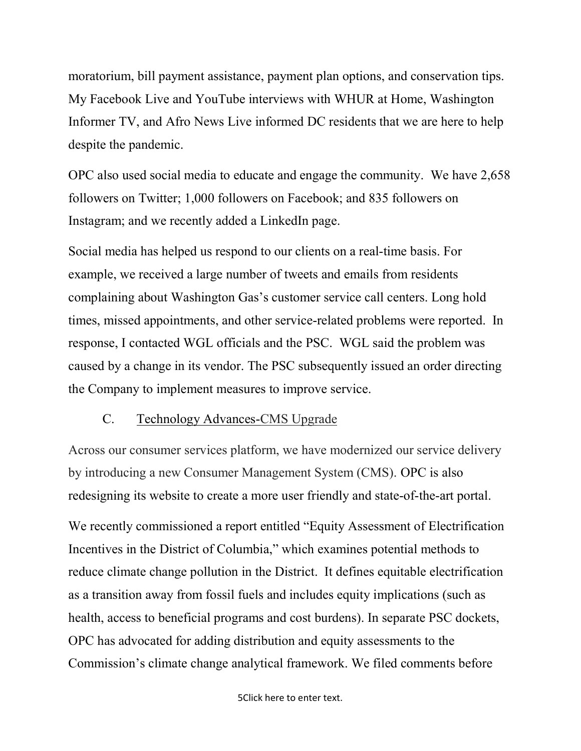moratorium, bill payment assistance, payment plan options, and conservation tips. My Facebook Live and YouTube interviews with WHUR at Home, Washington Informer TV, and Afro News Live informed DC residents that we are here to help despite the pandemic.

OPC also used social media to educate and engage the community. We have 2,658 followers on Twitter; 1,000 followers on Facebook; and 835 followers on Instagram; and we recently added a LinkedIn page.

Social media has helped us respond to our clients on a real-time basis. For example, we received a large number of tweets and emails from residents complaining about Washington Gas's customer service call centers. Long hold times, missed appointments, and other service-related problems were reported. In response, I contacted WGL officials and the PSC. WGL said the problem was caused by a change in its vendor. The PSC subsequently issued an order directing the Company to implement measures to improve service.

### C. <u>Technology Advances-CMS Upgrade</u>

Across our consumer services platform, we have modernized our service delivery by introducing a new Consumer Management System (CMS). OPC is also redesigning its website to create a more user friendly and state-of-the-art portal.

We recently commissioned a report entitled "Equity Assessment of Electrification Incentives in the District of Columbia," which examines potential methods to reduce climate change pollution in the District. It defines equitable electrification as a transition away from fossil fuels and includes equity implications (such as health, access to beneficial programs and cost burdens). In separate PSC dockets, OPC has advocated for adding distribution and equity assessments to the Commission's climate change analytical framework. We filed comments before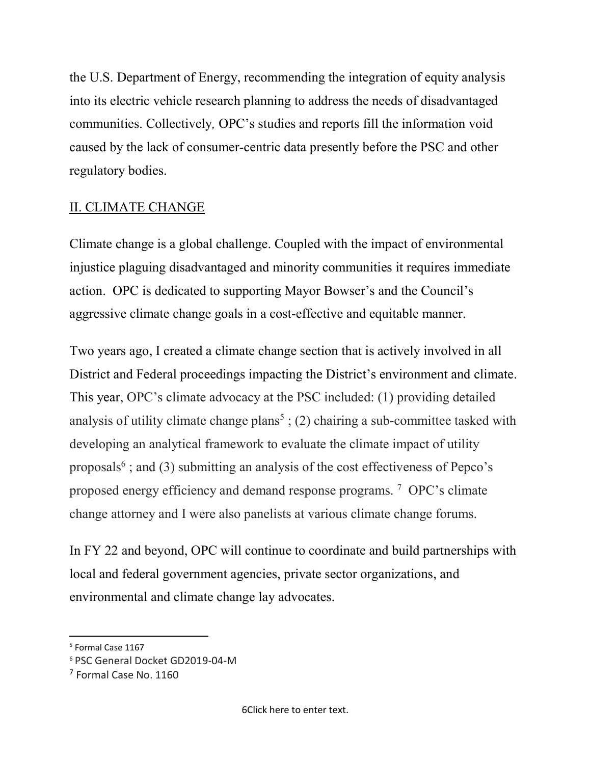the U.S. Department of Energy, recommending the integration of equity analysis into its electric vehicle research planning to address the needs of disadvantaged communities. Collectively, OPC's studies and reports fill the information void caused by the lack of consumer-centric data presently before the PSC and other regulatory bodies.

## II. CLIMATE CHANGE

Climate change is a global challenge. Coupled with the impact of environmental injustice plaguing disadvantaged and minority communities it requires immediate action. OPC is dedicated to supporting Mayor Bowser's and the Council's aggressive climate change goals in a cost-effective and equitable manner.

Two years ago, I created a climate change section that is actively involved in all District and Federal proceedings impacting the District's environment and climate. This year, OPC's climate advocacy at the PSC included: (1) providing detailed analysis of utility climate change plans[5] ; (2) chairing a sub-committee tasked with developing an analytical framework to evaluate the climate impact of utility proposals[6] ; and (3) submitting an analysis of the cost effectiveness of Pepco's proposed energy efficiency and demand response programs. [7] OPC's climate change attorney and I were also panelists at various climate change forums.

In FY 22 and beyond, OPC will continue to coordinate and build partnerships with local and federal government agencies, private sector organizations, and environmental and climate change lay advocates.

---

[5] Formal Case 1167

[6] PSC General Docket GD2019-04-M

[7] Formal Case No. 1160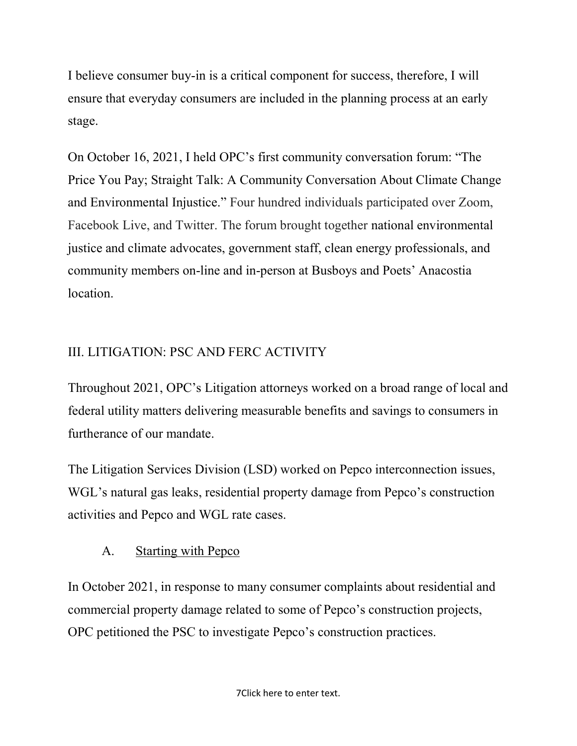I believe consumer buy-in is a critical component for success, therefore, I will ensure that everyday consumers are included in the planning process at an early stage.

On October 16, 2021, I held OPC's first community conversation forum: "The Price You Pay; Straight Talk: A Community Conversation About Climate Change and Environmental Injustice." Four hundred individuals participated over Zoom, Facebook Live, and Twitter. The forum brought together national environmental justice and climate advocates, government staff, clean energy professionals, and community members on-line and in-person at Busboys and Poets' Anacostia location.

## III. LITIGATION: PSC AND FERC ACTIVITY

Throughout 2021, OPC's Litigation attorneys worked on a broad range of local and federal utility matters delivering measurable benefits and savings to consumers in furtherance of our mandate.

The Litigation Services Division (LSD) worked on Pepco interconnection issues, WGL's natural gas leaks, residential property damage from Pepco's construction activities and Pepco and WGL rate cases.

### A. Starting with Pepco

In October 2021, in response to many consumer complaints about residential and commercial property damage related to some of Pepco's construction projects, OPC petitioned the PSC to investigate Pepco's construction practices.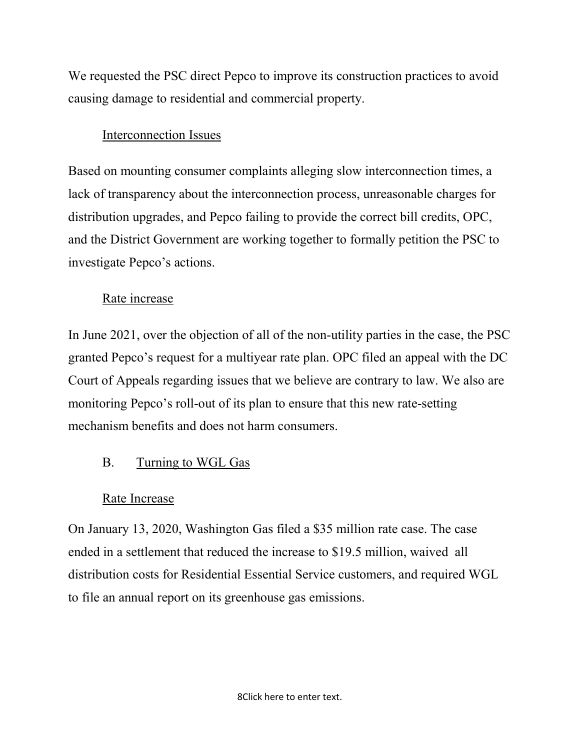We requested the PSC direct Pepco to improve its construction practices to avoid causing damage to residential and commercial property.

### Interconnection Issues

Based on mounting consumer complaints alleging slow interconnection times, a lack of transparency about the interconnection process, unreasonable charges for distribution upgrades, and Pepco failing to provide the correct bill credits, OPC, and the District Government are working together to formally petition the PSC to investigate Pepco's actions.

### Rate increase

In June 2021, over the objection of all of the non-utility parties in the case, the PSC granted Pepco's request for a multiyear rate plan. OPC filed an appeal with the DC Court of Appeals regarding issues that we believe are contrary to law. We also are monitoring Pepco's roll-out of its plan to ensure that this new rate-setting mechanism benefits and does not harm consumers.

## B. Turning to WGL Gas

### Rate Increase

On January 13, 2020, Washington Gas filed a $35 million rate case. The case ended in a settlement that reduced the increase to $19.5 million, waived all distribution costs for Residential Essential Service customers, and required WGL to file an annual report on its greenhouse gas emissions.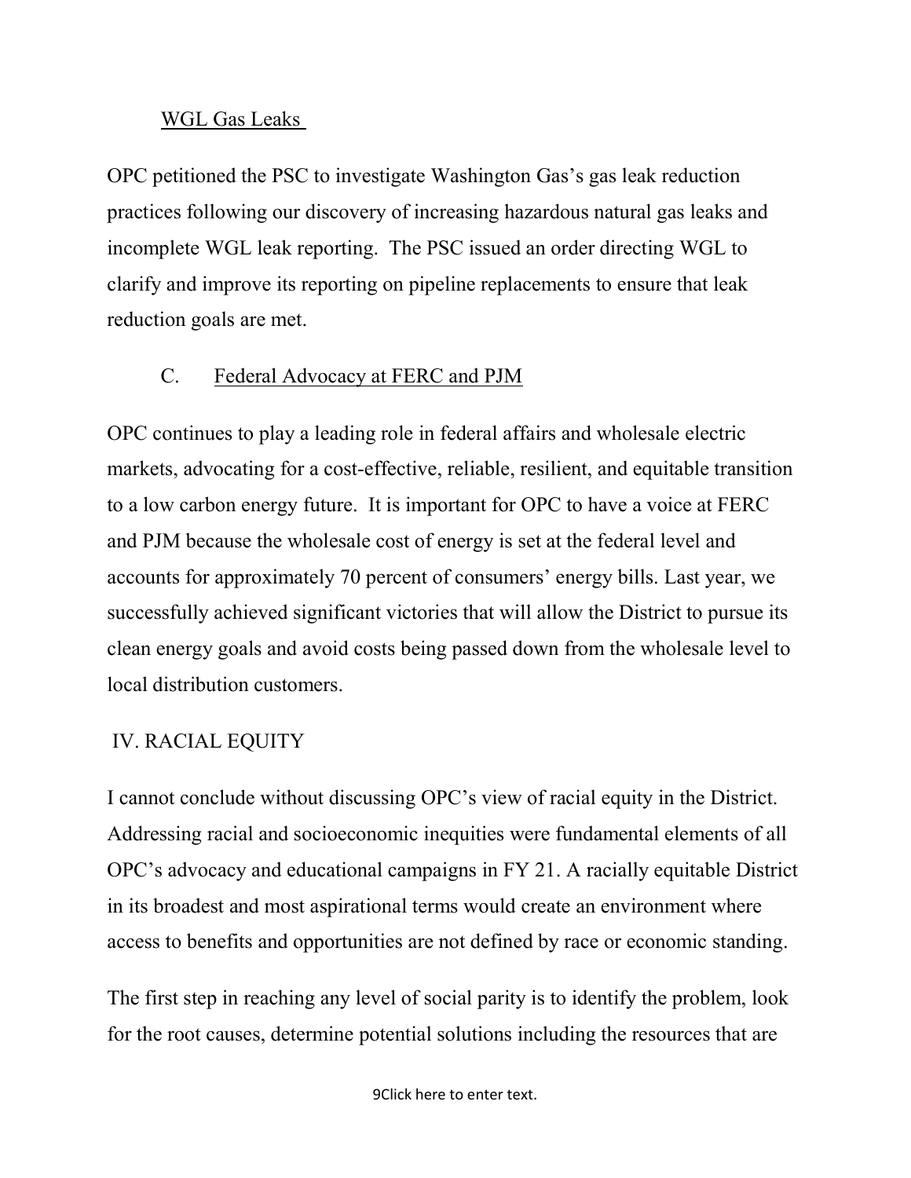### WGL Gas Leaks

OPC petitioned the PSC to investigate Washington Gas's gas leak reduction practices following our discovery of increasing hazardous natural gas leaks and incomplete WGL leak reporting. The PSC issued an order directing WGL to clarify and improve its reporting on pipeline replacements to ensure that leak reduction goals are met.

### C. Federal Advocacy at FERC and PJM

OPC continues to play a leading role in federal affairs and wholesale electric markets, advocating for a cost-effective, reliable, resilient, and equitable transition to a low carbon energy future. It is important for OPC to have a voice at FERC and PJM because the wholesale cost of energy is set at the federal level and accounts for approximately 70 percent of consumers' energy bills. Last year, we successfully achieved significant victories that will allow the District to pursue its clean energy goals and avoid costs being passed down from the wholesale level to local distribution customers.

## IV. RACIAL EQUITY

I cannot conclude without discussing OPC's view of racial equity in the District. Addressing racial and socioeconomic inequities were fundamental elements of all OPC's advocacy and educational campaigns in FY 21. A racially equitable District in its broadest and most aspirational terms would create an environment where access to benefits and opportunities are not defined by race or economic standing.

The first step in reaching any level of social parity is to identify the problem, look for the root causes, determine potential solutions including the resources that are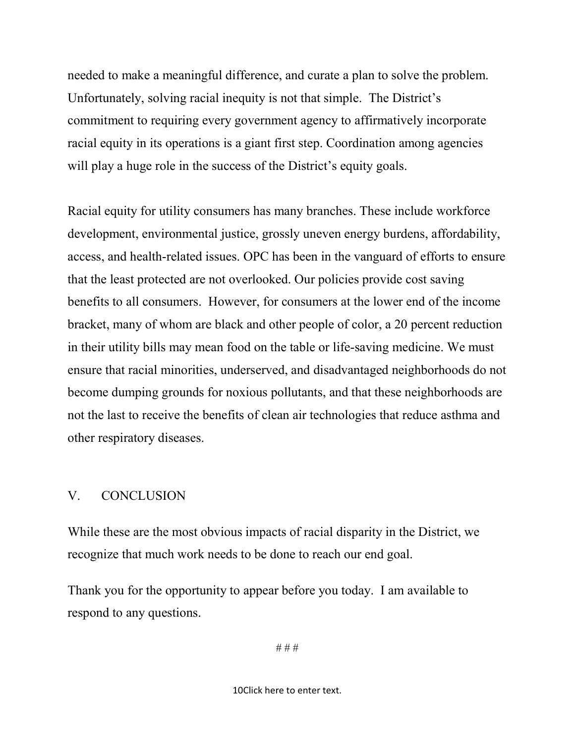needed to make a meaningful difference, and curate a plan to solve the problem. Unfortunately, solving racial inequity is not that simple. The District's commitment to requiring every government agency to affirmatively incorporate racial equity in its operations is a giant first step. Coordination among agencies will play a huge role in the success of the District's equity goals.

Racial equity for utility consumers has many branches. These include workforce development, environmental justice, grossly uneven energy burdens, affordability, access, and health-related issues. OPC has been in the vanguard of efforts to ensure that the least protected are not overlooked. Our policies provide cost saving benefits to all consumers. However, for consumers at the lower end of the income bracket, many of whom are black and other people of color, a 20 percent reduction in their utility bills may mean food on the table or life-saving medicine. We must ensure that racial minorities, underserved, and disadvantaged neighborhoods do not become dumping grounds for noxious pollutants, and that these neighborhoods are not the last to receive the benefits of clean air technologies that reduce asthma and other respiratory diseases.

## V. CONCLUSION

While these are the most obvious impacts of racial disparity in the District, we recognize that much work needs to be done to reach our end goal.

Thank you for the opportunity to appear before you today. I am available to respond to any questions.

# # #